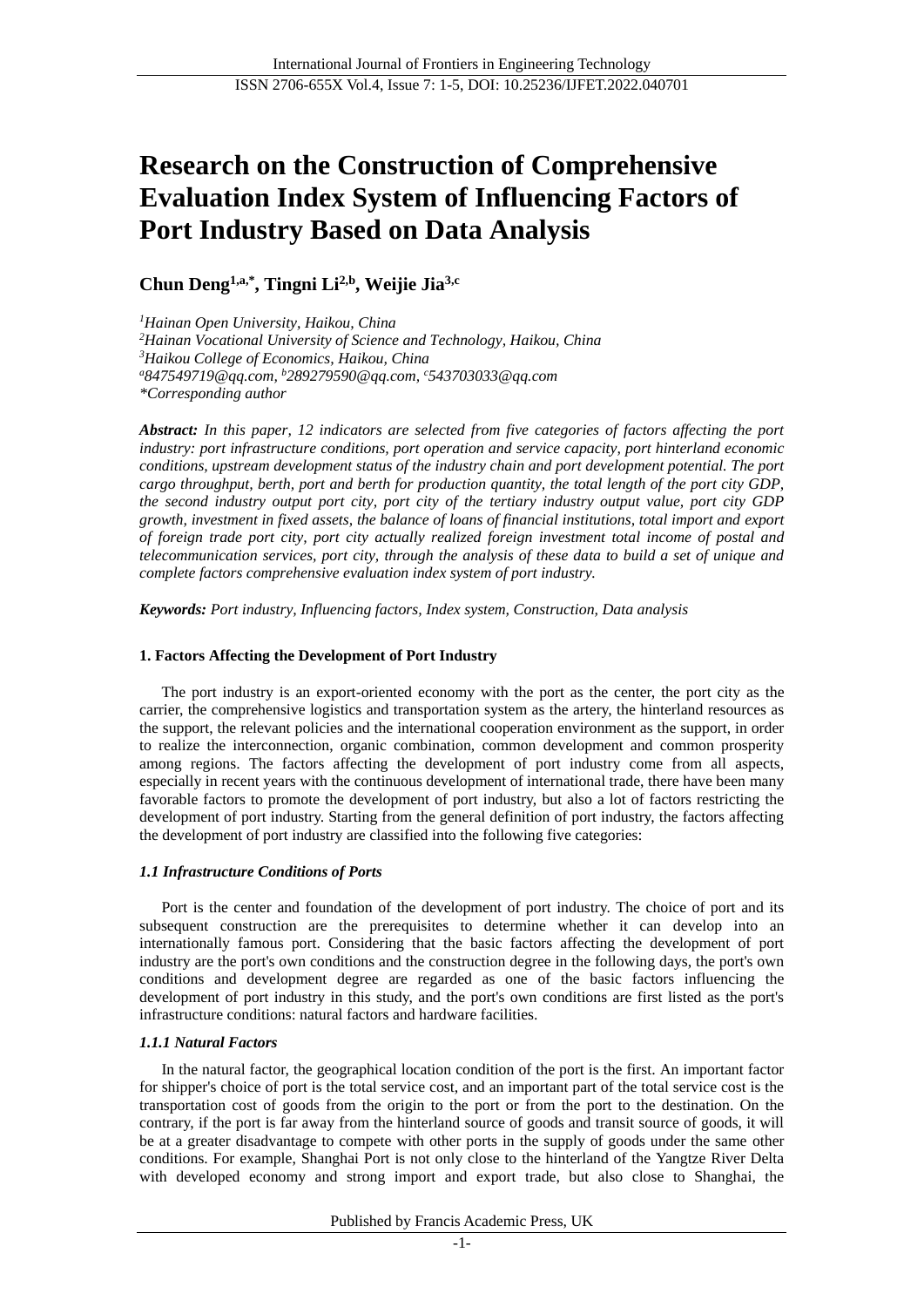# Research on the Construction of Comprehensive Evaluation Index System of Influencing Factors of Port Industry Based on Data Analysis

**Chun Deng[1,a,*], Tingni Li[2,b], Weijie Jia[3,c]**

*[1]Hainan Open University, Haikou, China*
*[2]Hainan Vocational University of Science and Technology, Haikou, China*
*[3]Haikou College of Economics, Haikou, China*
*[a]847549719@qq.com, [b]289279590@qq.com, [c]543703033@qq.com*
*\*Corresponding author*

***Abstract:*** *In this paper, 12 indicators are selected from five categories of factors affecting the port industry: port infrastructure conditions, port operation and service capacity, port hinterland economic conditions, upstream development status of the industry chain and port development potential. The port cargo throughput, berth, port and berth for production quantity, the total length of the port city GDP, the second industry output port city, port city of the tertiary industry output value, port city GDP growth, investment in fixed assets, the balance of loans of financial institutions, total import and export of foreign trade port city, port city actually realized foreign investment total income of postal and telecommunication services, port city, through the analysis of these data to build a set of unique and complete factors comprehensive evaluation index system of port industry.*

***Keywords:*** *Port industry, Influencing factors, Index system, Construction, Data analysis*

## 1. Factors Affecting the Development of Port Industry

The port industry is an export-oriented economy with the port as the center, the port city as the carrier, the comprehensive logistics and transportation system as the artery, the hinterland resources as the support, the relevant policies and the international cooperation environment as the support, in order to realize the interconnection, organic combination, common development and common prosperity among regions. The factors affecting the development of port industry come from all aspects, especially in recent years with the continuous development of international trade, there have been many favorable factors to promote the development of port industry, but also a lot of factors restricting the development of port industry. Starting from the general definition of port industry, the factors affecting the development of port industry are classified into the following five categories:

### *1.1 Infrastructure Conditions of Ports*

Port is the center and foundation of the development of port industry. The choice of port and its subsequent construction are the prerequisites to determine whether it can develop into an internationally famous port. Considering that the basic factors affecting the development of port industry are the port's own conditions and the construction degree in the following days, the port's own conditions and development degree are regarded as one of the basic factors influencing the development of port industry in this study, and the port's own conditions are first listed as the port's infrastructure conditions: natural factors and hardware facilities.

#### *1.1.1 Natural Factors*

In the natural factor, the geographical location condition of the port is the first. An important factor for shipper's choice of port is the total service cost, and an important part of the total service cost is the transportation cost of goods from the origin to the port or from the port to the destination. On the contrary, if the port is far away from the hinterland source of goods and transit source of goods, it will be at a greater disadvantage to compete with other ports in the supply of goods under the same other conditions. For example, Shanghai Port is not only close to the hinterland of the Yangtze River Delta with developed economy and strong import and export trade, but also close to Shanghai, the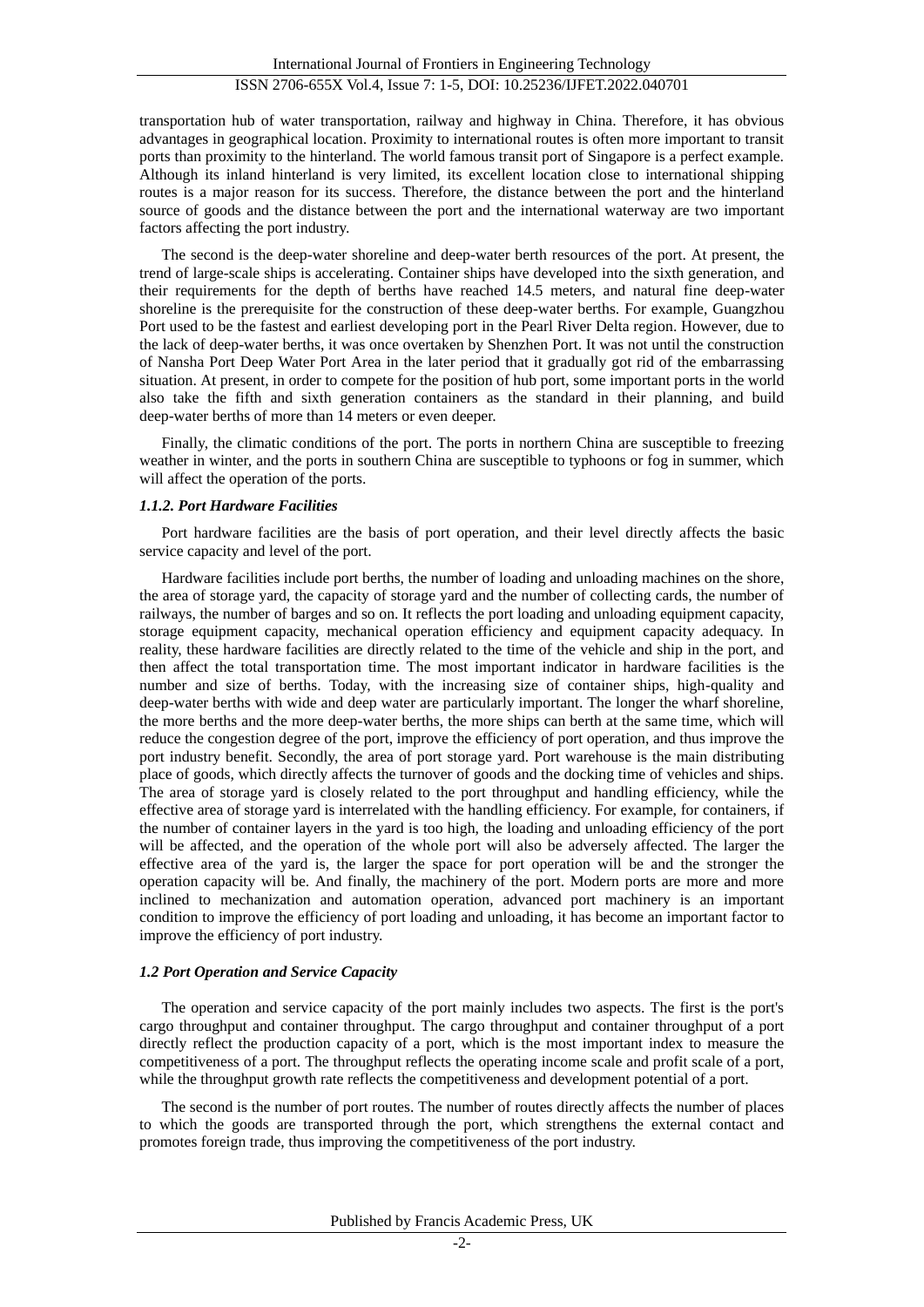transportation hub of water transportation, railway and highway in China. Therefore, it has obvious advantages in geographical location. Proximity to international routes is often more important to transit ports than proximity to the hinterland. The world famous transit port of Singapore is a perfect example. Although its inland hinterland is very limited, its excellent location close to international shipping routes is a major reason for its success. Therefore, the distance between the port and the hinterland source of goods and the distance between the port and the international waterway are two important factors affecting the port industry.

The second is the deep-water shoreline and deep-water berth resources of the port. At present, the trend of large-scale ships is accelerating. Container ships have developed into the sixth generation, and their requirements for the depth of berths have reached 14.5 meters, and natural fine deep-water shoreline is the prerequisite for the construction of these deep-water berths. For example, Guangzhou Port used to be the fastest and earliest developing port in the Pearl River Delta region. However, due to the lack of deep-water berths, it was once overtaken by Shenzhen Port. It was not until the construction of Nansha Port Deep Water Port Area in the later period that it gradually got rid of the embarrassing situation. At present, in order to compete for the position of hub port, some important ports in the world also take the fifth and sixth generation containers as the standard in their planning, and build deep-water berths of more than 14 meters or even deeper.

Finally, the climatic conditions of the port. The ports in northern China are susceptible to freezing weather in winter, and the ports in southern China are susceptible to typhoons or fog in summer, which will affect the operation of the ports.

#### *1.1.2. Port Hardware Facilities*

Port hardware facilities are the basis of port operation, and their level directly affects the basic service capacity and level of the port.

Hardware facilities include port berths, the number of loading and unloading machines on the shore, the area of storage yard, the capacity of storage yard and the number of collecting cards, the number of railways, the number of barges and so on. It reflects the port loading and unloading equipment capacity, storage equipment capacity, mechanical operation efficiency and equipment capacity adequacy. In reality, these hardware facilities are directly related to the time of the vehicle and ship in the port, and then affect the total transportation time. The most important indicator in hardware facilities is the number and size of berths. Today, with the increasing size of container ships, high-quality and deep-water berths with wide and deep water are particularly important. The longer the wharf shoreline, the more berths and the more deep-water berths, the more ships can berth at the same time, which will reduce the congestion degree of the port, improve the efficiency of port operation, and thus improve the port industry benefit. Secondly, the area of port storage yard. Port warehouse is the main distributing place of goods, which directly affects the turnover of goods and the docking time of vehicles and ships. The area of storage yard is closely related to the port throughput and handling efficiency, while the effective area of storage yard is interrelated with the handling efficiency. For example, for containers, if the number of container layers in the yard is too high, the loading and unloading efficiency of the port will be affected, and the operation of the whole port will also be adversely affected. The larger the effective area of the yard is, the larger the space for port operation will be and the stronger the operation capacity will be. And finally, the machinery of the port. Modern ports are more and more inclined to mechanization and automation operation, advanced port machinery is an important condition to improve the efficiency of port loading and unloading, it has become an important factor to improve the efficiency of port industry.

### *1.2 Port Operation and Service Capacity*

The operation and service capacity of the port mainly includes two aspects. The first is the port's cargo throughput and container throughput. The cargo throughput and container throughput of a port directly reflect the production capacity of a port, which is the most important index to measure the competitiveness of a port. The throughput reflects the operating income scale and profit scale of a port, while the throughput growth rate reflects the competitiveness and development potential of a port.

The second is the number of port routes. The number of routes directly affects the number of places to which the goods are transported through the port, which strengthens the external contact and promotes foreign trade, thus improving the competitiveness of the port industry.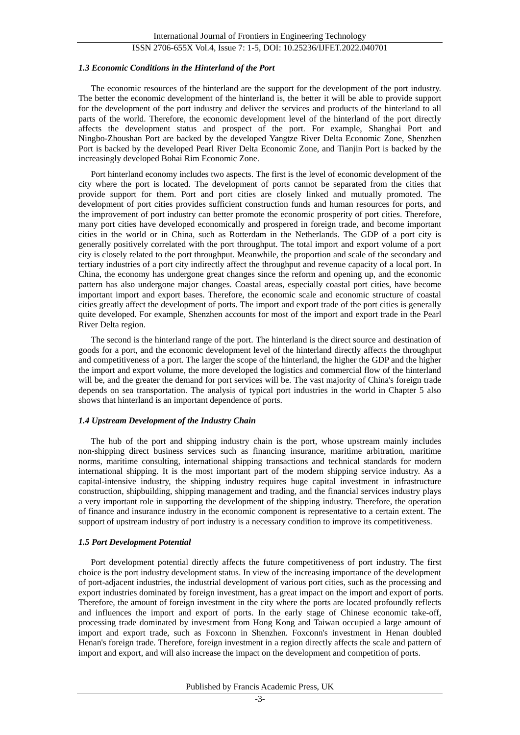### *1.3 Economic Conditions in the Hinterland of the Port*

The economic resources of the hinterland are the support for the development of the port industry. The better the economic development of the hinterland is, the better it will be able to provide support for the development of the port industry and deliver the services and products of the hinterland to all parts of the world. Therefore, the economic development level of the hinterland of the port directly affects the development status and prospect of the port. For example, Shanghai Port and Ningbo-Zhoushan Port are backed by the developed Yangtze River Delta Economic Zone, Shenzhen Port is backed by the developed Pearl River Delta Economic Zone, and Tianjin Port is backed by the increasingly developed Bohai Rim Economic Zone.

Port hinterland economy includes two aspects. The first is the level of economic development of the city where the port is located. The development of ports cannot be separated from the cities that provide support for them. Port and port cities are closely linked and mutually promoted. The development of port cities provides sufficient construction funds and human resources for ports, and the improvement of port industry can better promote the economic prosperity of port cities. Therefore, many port cities have developed economically and prospered in foreign trade, and become important cities in the world or in China, such as Rotterdam in the Netherlands. The GDP of a port city is generally positively correlated with the port throughput. The total import and export volume of a port city is closely related to the port throughput. Meanwhile, the proportion and scale of the secondary and tertiary industries of a port city indirectly affect the throughput and revenue capacity of a local port. In China, the economy has undergone great changes since the reform and opening up, and the economic pattern has also undergone major changes. Coastal areas, especially coastal port cities, have become important import and export bases. Therefore, the economic scale and economic structure of coastal cities greatly affect the development of ports. The import and export trade of the port cities is generally quite developed. For example, Shenzhen accounts for most of the import and export trade in the Pearl River Delta region.

The second is the hinterland range of the port. The hinterland is the direct source and destination of goods for a port, and the economic development level of the hinterland directly affects the throughput and competitiveness of a port. The larger the scope of the hinterland, the higher the GDP and the higher the import and export volume, the more developed the logistics and commercial flow of the hinterland will be, and the greater the demand for port services will be. The vast majority of China's foreign trade depends on sea transportation. The analysis of typical port industries in the world in Chapter 5 also shows that hinterland is an important dependence of ports.

### *1.4 Upstream Development of the Industry Chain*

The hub of the port and shipping industry chain is the port, whose upstream mainly includes non-shipping direct business services such as financing insurance, maritime arbitration, maritime norms, maritime consulting, international shipping transactions and technical standards for modern international shipping. It is the most important part of the modern shipping service industry. As a capital-intensive industry, the shipping industry requires huge capital investment in infrastructure construction, shipbuilding, shipping management and trading, and the financial services industry plays a very important role in supporting the development of the shipping industry. Therefore, the operation of finance and insurance industry in the economic component is representative to a certain extent. The support of upstream industry of port industry is a necessary condition to improve its competitiveness.

### *1.5 Port Development Potential*

Port development potential directly affects the future competitiveness of port industry. The first choice is the port industry development status. In view of the increasing importance of the development of port-adjacent industries, the industrial development of various port cities, such as the processing and export industries dominated by foreign investment, has a great impact on the import and export of ports. Therefore, the amount of foreign investment in the city where the ports are located profoundly reflects and influences the import and export of ports. In the early stage of Chinese economic take-off, processing trade dominated by investment from Hong Kong and Taiwan occupied a large amount of import and export trade, such as Foxconn in Shenzhen. Foxconn's investment in Henan doubled Henan's foreign trade. Therefore, foreign investment in a region directly affects the scale and pattern of import and export, and will also increase the impact on the development and competition of ports.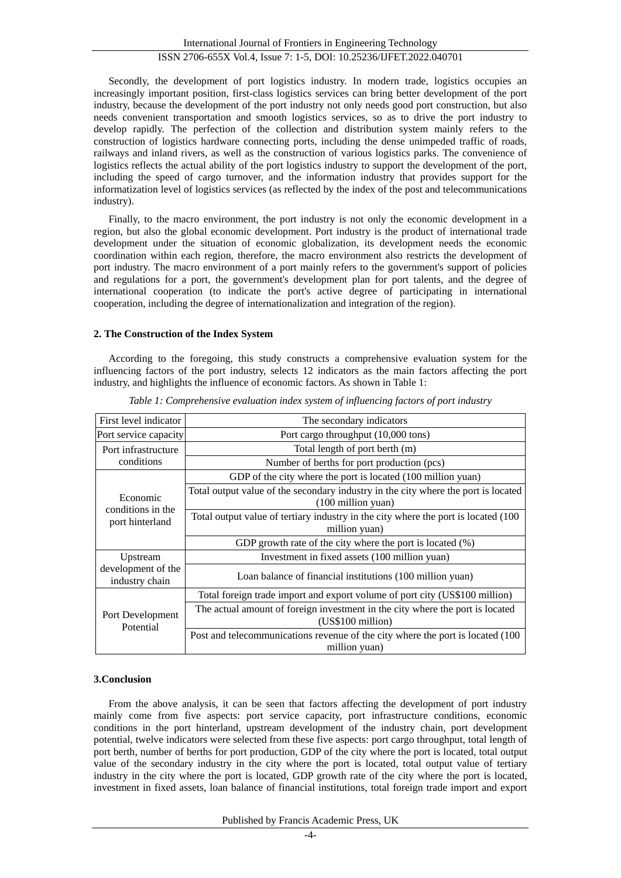Secondly, the development of port logistics industry. In modern trade, logistics occupies an increasingly important position, first-class logistics services can bring better development of the port industry, because the development of the port industry not only needs good port construction, but also needs convenient transportation and smooth logistics services, so as to drive the port industry to develop rapidly. The perfection of the collection and distribution system mainly refers to the construction of logistics hardware connecting ports, including the dense unimpeded traffic of roads, railways and inland rivers, as well as the construction of various logistics parks. The convenience of logistics reflects the actual ability of the port logistics industry to support the development of the port, including the speed of cargo turnover, and the information industry that provides support for the informatization level of logistics services (as reflected by the index of the post and telecommunications industry).

Finally, to the macro environment, the port industry is not only the economic development in a region, but also the global economic development. Port industry is the product of international trade development under the situation of economic globalization, its development needs the economic coordination within each region, therefore, the macro environment also restricts the development of port industry. The macro environment of a port mainly refers to the government's support of policies and regulations for a port, the government's development plan for port talents, and the degree of international cooperation (to indicate the port's active degree of participating in international cooperation, including the degree of internationalization and integration of the region).

## 2. The Construction of the Index System

According to the foregoing, this study constructs a comprehensive evaluation system for the influencing factors of the port industry, selects 12 indicators as the main factors affecting the port industry, and highlights the influence of economic factors. As shown in Table 1:

*Table 1: Comprehensive evaluation index system of influencing factors of port industry*

| First level indicator | The secondary indicators |
|---|---|
| Port service capacity | Port cargo throughput (10,000 tons) |
| Port infrastructure conditions | Total length of port berth (m) |
| | Number of berths for port production (pcs) |
| Economic conditions in the port hinterland | GDP of the city where the port is located (100 million yuan) |
| | Total output value of the secondary industry in the city where the port is located (100 million yuan) |
| | Total output value of tertiary industry in the city where the port is located (100 million yuan) |
| | GDP growth rate of the city where the port is located (%) |
| Upstream development of the industry chain | Investment in fixed assets (100 million yuan) |
| | Loan balance of financial institutions (100 million yuan) |
| Port Development Potential | Total foreign trade import and export volume of port city (US$100 million) |
| | The actual amount of foreign investment in the city where the port is located (US$100 million) |
| | Post and telecommunications revenue of the city where the port is located (100 million yuan) |

## 3.Conclusion

From the above analysis, it can be seen that factors affecting the development of port industry mainly come from five aspects: port service capacity, port infrastructure conditions, economic conditions in the port hinterland, upstream development of the industry chain, port development potential, twelve indicators were selected from these five aspects: port cargo throughput, total length of port berth, number of berths for port production, GDP of the city where the port is located, total output value of the secondary industry in the city where the port is located, total output value of tertiary industry in the city where the port is located, GDP growth rate of the city where the port is located, investment in fixed assets, loan balance of financial institutions, total foreign trade import and export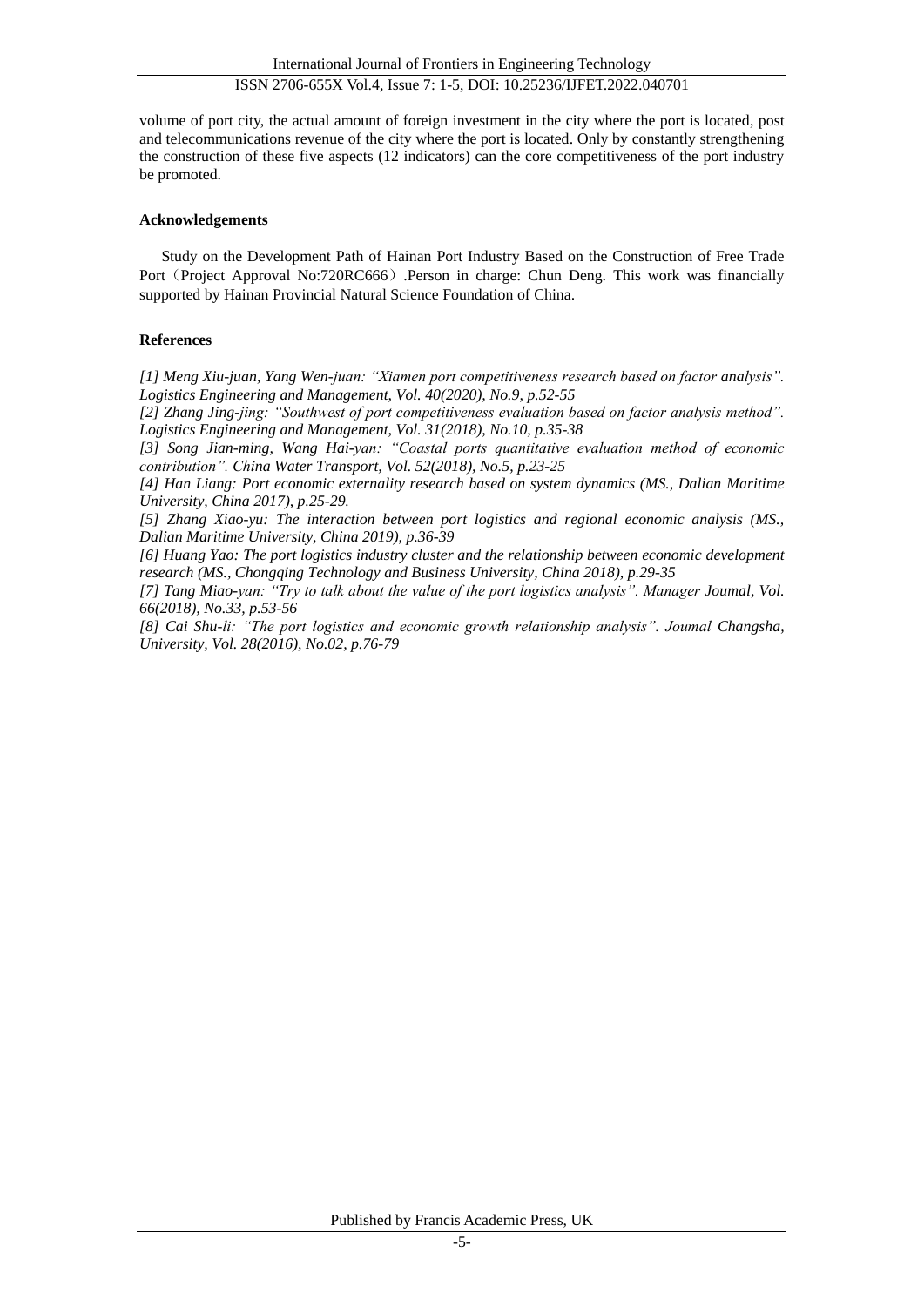volume of port city, the actual amount of foreign investment in the city where the port is located, post and telecommunications revenue of the city where the port is located. Only by constantly strengthening the construction of these five aspects (12 indicators) can the core competitiveness of the port industry be promoted.

## Acknowledgements

Study on the Development Path of Hainan Port Industry Based on the Construction of Free Trade Port（Project Approval No:720RC666）.Person in charge: Chun Deng. This work was financially supported by Hainan Provincial Natural Science Foundation of China.

## References

*[1] Meng Xiu-juan, Yang Wen-juan: "Xiamen port competitiveness research based on factor analysis". Logistics Engineering and Management, Vol. 40(2020), No.9, p.52-55*

*[2] Zhang Jing-jing: "Southwest of port competitiveness evaluation based on factor analysis method". Logistics Engineering and Management, Vol. 31(2018), No.10, p.35-38*

*[3] Song Jian-ming, Wang Hai-yan: "Coastal ports quantitative evaluation method of economic contribution". China Water Transport, Vol. 52(2018), No.5, p.23-25*

*[4] Han Liang: Port economic externality research based on system dynamics (MS., Dalian Maritime University, China 2017), p.25-29.*

*[5] Zhang Xiao-yu: The interaction between port logistics and regional economic analysis (MS., Dalian Maritime University, China 2019), p.36-39*

*[6] Huang Yao: The port logistics industry cluster and the relationship between economic development research (MS., Chongqing Technology and Business University, China 2018), p.29-35*

*[7] Tang Miao-yan: "Try to talk about the value of the port logistics analysis". Manager Joumal, Vol. 66(2018), No.33, p.53-56*

*[8] Cai Shu-li: "The port logistics and economic growth relationship analysis". Joumal Changsha, University, Vol. 28(2016), No.02, p.76-79*